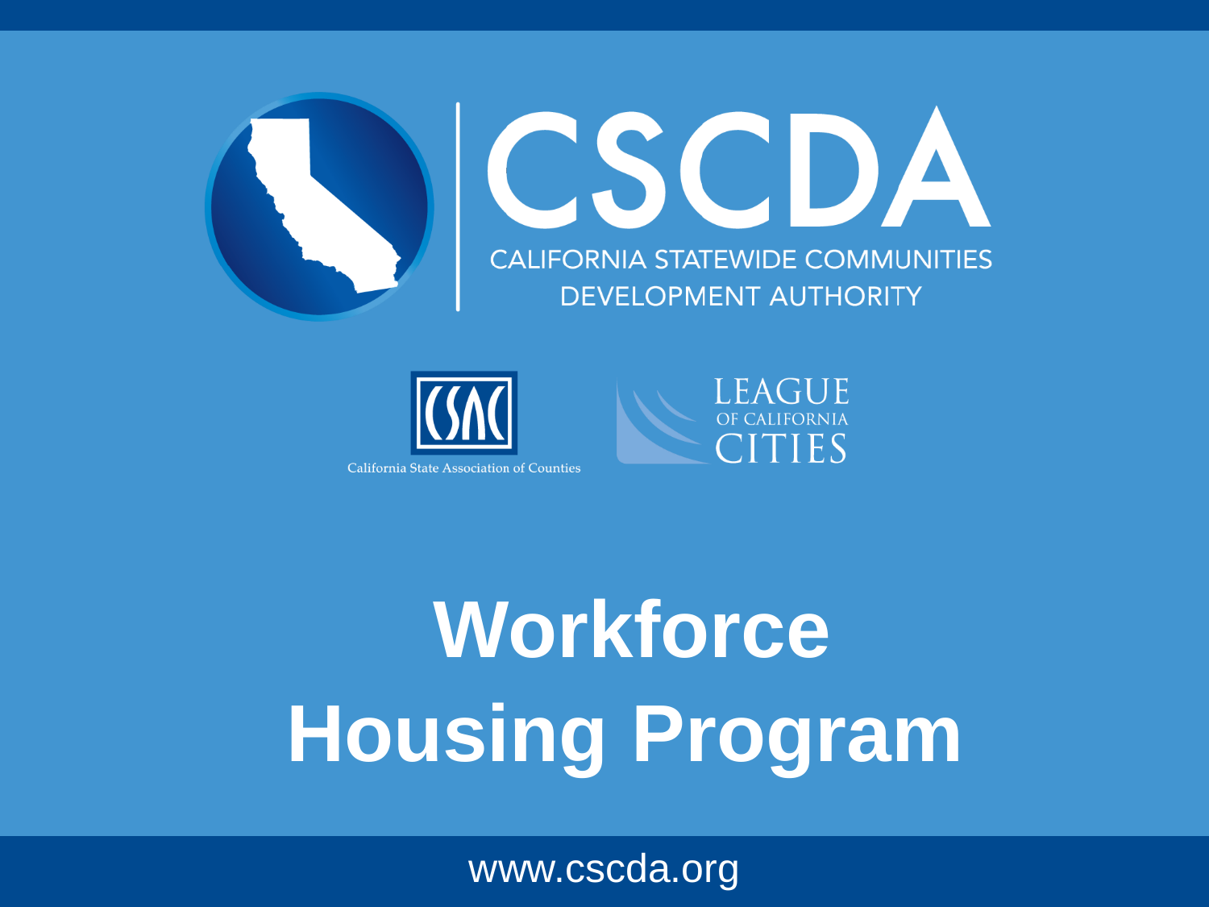# CSCDA

CALIFORNIA STATEWIDE COMMUNITIES DEVELOPMENT AUTHORITY

CSAC — California State Association of Counties

LEAGUE OF CALIFORNIA CITIES

# Workforce Housing Program

www.cscda.org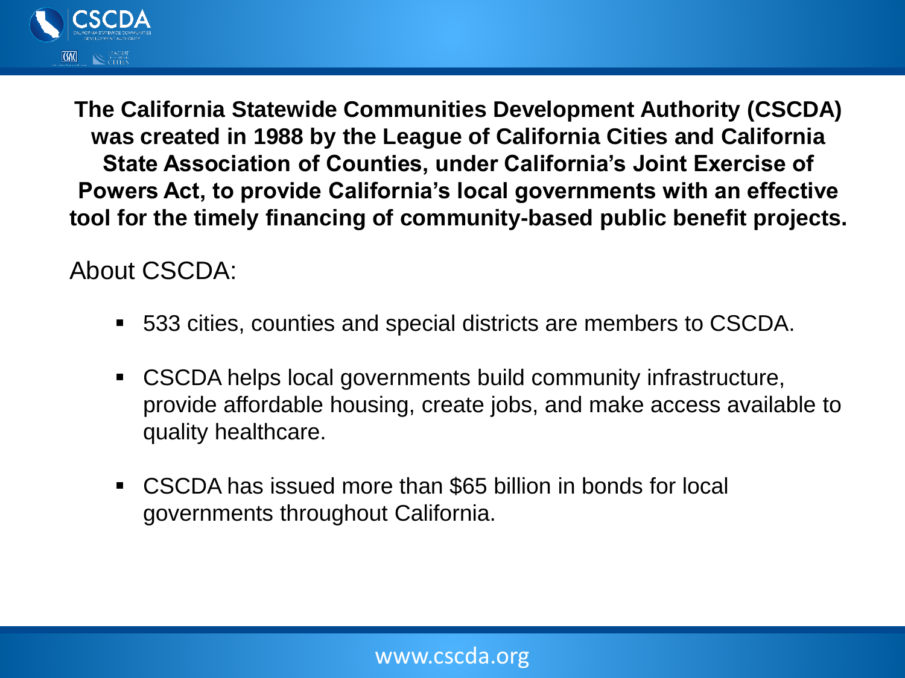**The California Statewide Communities Development Authority (CSCDA) was created in 1988 by the League of California Cities and California State Association of Counties, under California's Joint Exercise of Powers Act, to provide California's local governments with an effective tool for the timely financing of community-based public benefit projects.**

About CSCDA:

- 533 cities, counties and special districts are members to CSCDA.
- CSCDA helps local governments build community infrastructure, provide affordable housing, create jobs, and make access available to quality healthcare.
- CSCDA has issued more than $65 billion in bonds for local governments throughout California.

www.cscda.org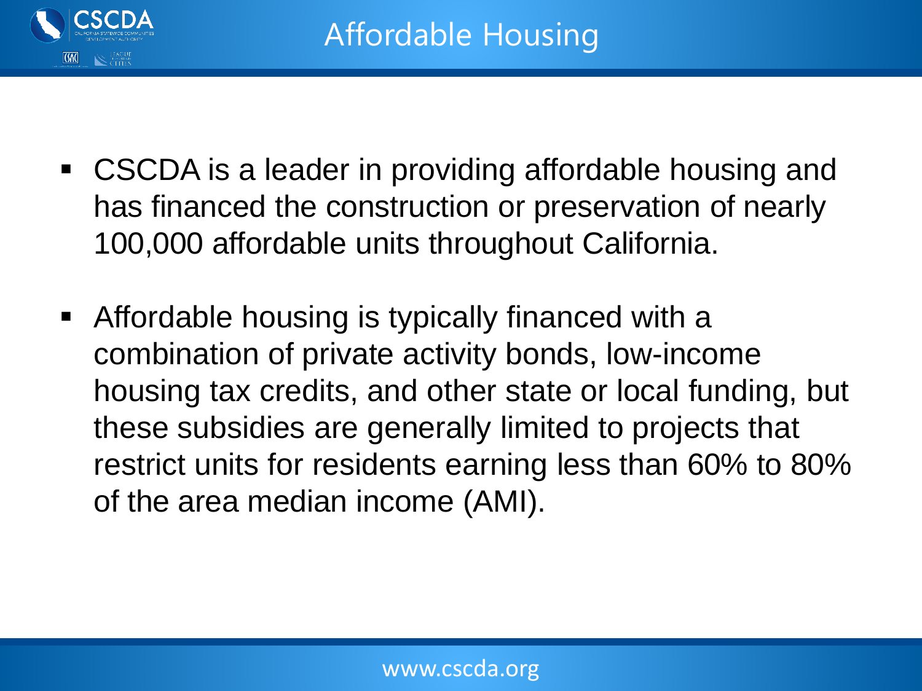# Affordable Housing

- CSCDA is a leader in providing affordable housing and has financed the construction or preservation of nearly 100,000 affordable units throughout California.
- Affordable housing is typically financed with a combination of private activity bonds, low-income housing tax credits, and other state or local funding, but these subsidies are generally limited to projects that restrict units for residents earning less than 60% to 80% of the area median income (AMI).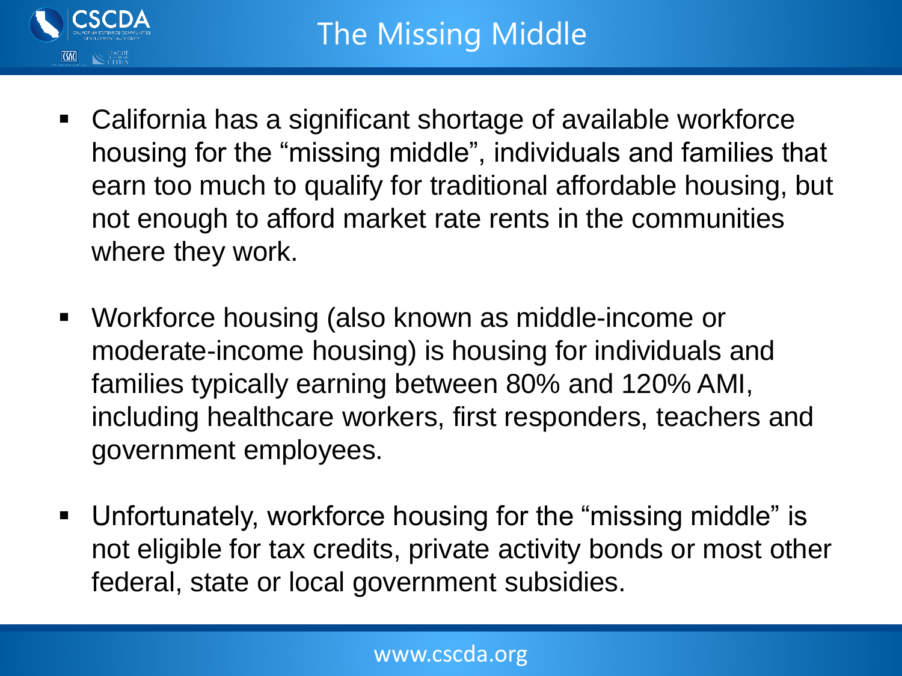# The Missing Middle

- California has a significant shortage of available workforce housing for the "missing middle", individuals and families that earn too much to qualify for traditional affordable housing, but not enough to afford market rate rents in the communities where they work.

- Workforce housing (also known as middle-income or moderate-income housing) is housing for individuals and families typically earning between 80% and 120% AMI, including healthcare workers, first responders, teachers and government employees.

- Unfortunately, workforce housing for the "missing middle" is not eligible for tax credits, private activity bonds or most other federal, state or local government subsidies.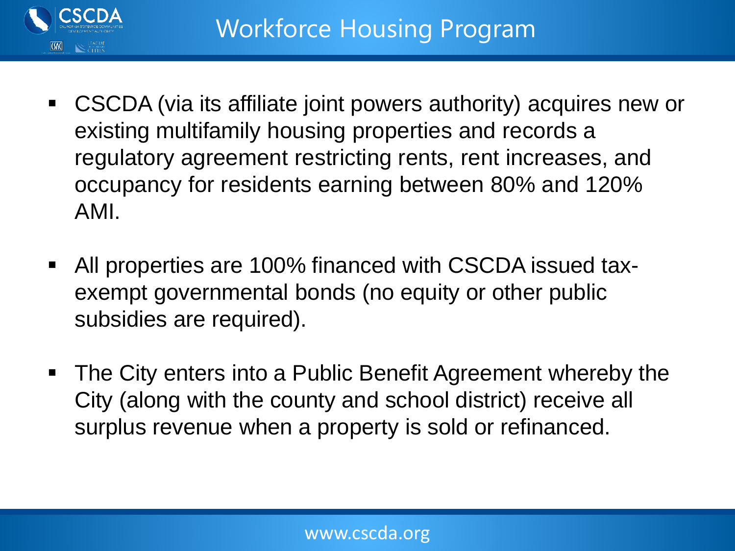# Workforce Housing Program

- CSCDA (via its affiliate joint powers authority) acquires new or existing multifamily housing properties and records a regulatory agreement restricting rents, rent increases, and occupancy for residents earning between 80% and 120% AMI.
- All properties are 100% financed with CSCDA issued tax-exempt governmental bonds (no equity or other public subsidies are required).
- The City enters into a Public Benefit Agreement whereby the City (along with the county and school district) receive all surplus revenue when a property is sold or refinanced.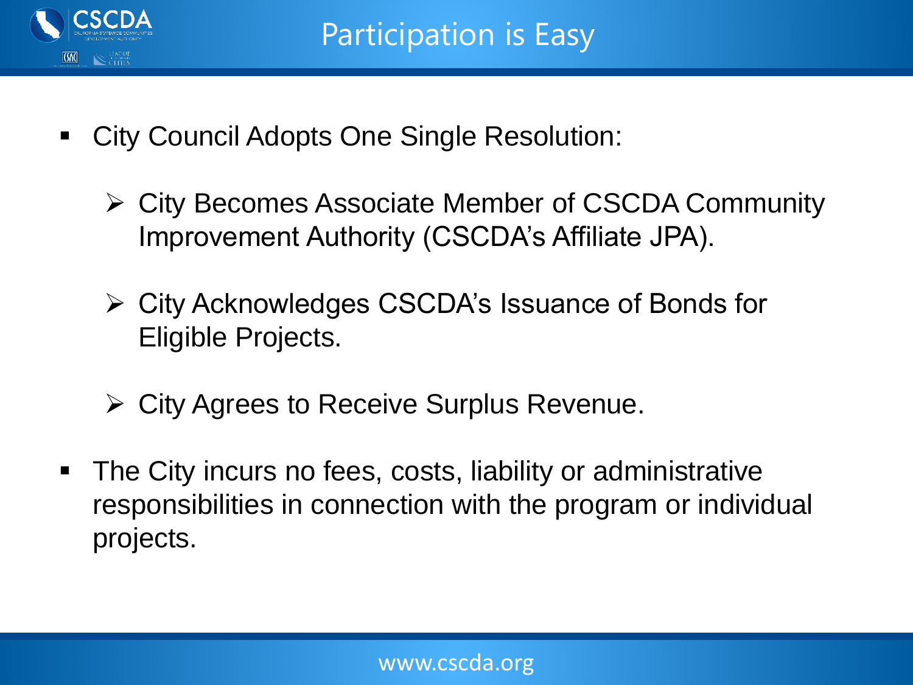# Participation is Easy

- City Council Adopts One Single Resolution:
  - City Becomes Associate Member of CSCDA Community Improvement Authority (CSCDA's Affiliate JPA).
  - City Acknowledges CSCDA's Issuance of Bonds for Eligible Projects.
  - City Agrees to Receive Surplus Revenue.
- The City incurs no fees, costs, liability or administrative responsibilities in connection with the program or individual projects.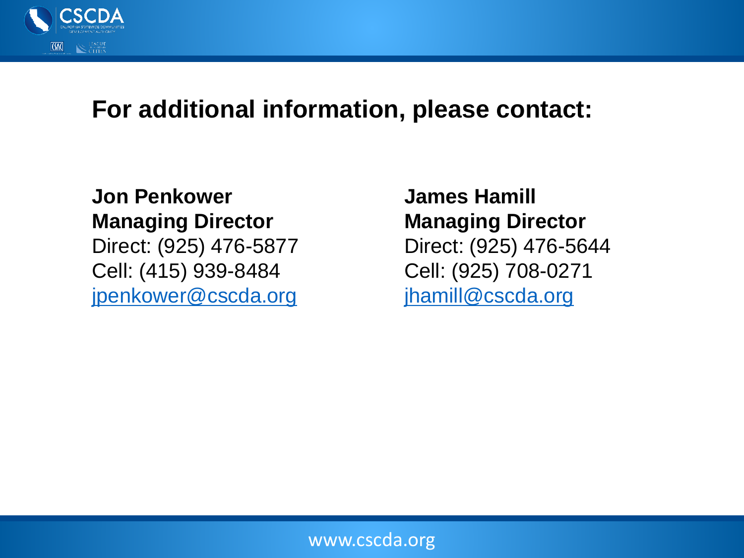## For additional information, please contact:

**Jon Penkower**
**Managing Director**
Direct: (925) 476-5877
Cell: (415) 939-8484
jpenkower@cscda.org

**James Hamill**
**Managing Director**
Direct: (925) 476-5644
Cell: (925) 708-0271
jhamill@cscda.org

www.cscda.org